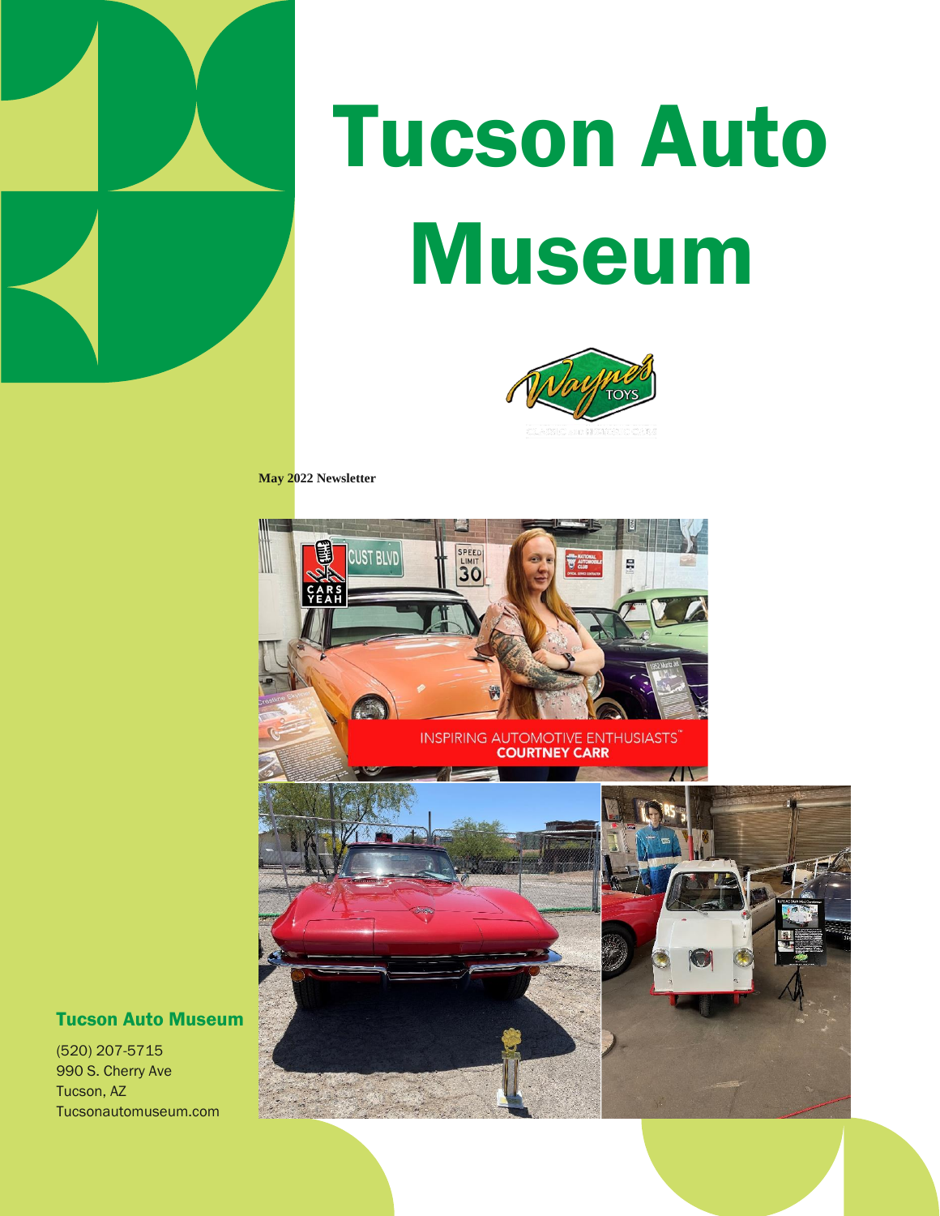# Tucson Auto Museum

**May 2022 Newsletter**

## Tucson Auto Museum

(520) 207-5715
990 S. Cherry Ave
Tucson, AZ
Tucsonautomuseum.com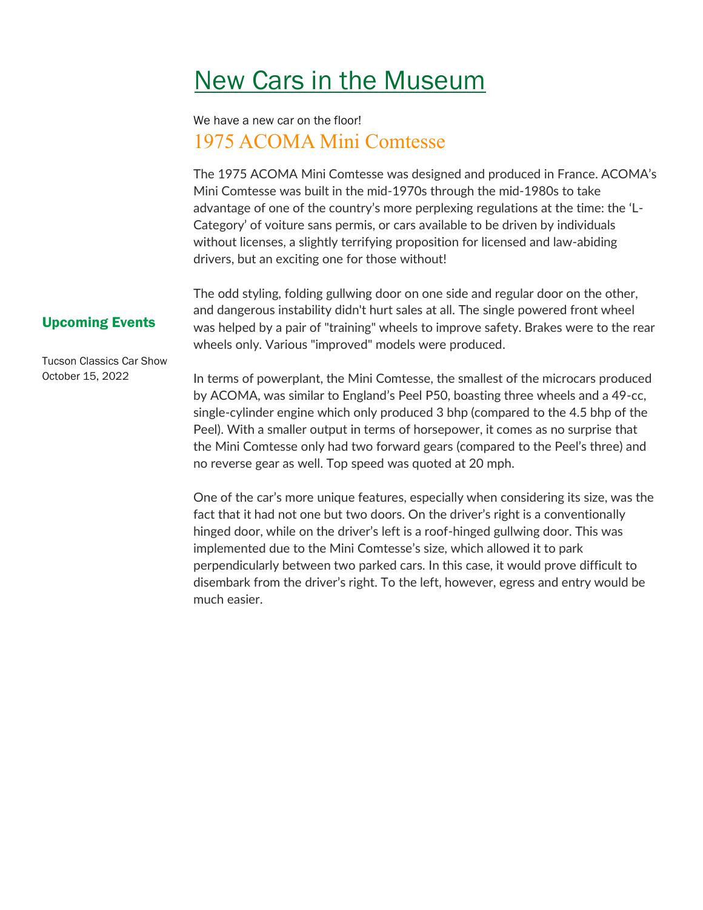# New Cars in the Museum

We have a new car on the floor!

## 1975 ACOMA Mini Comtesse

The 1975 ACOMA Mini Comtesse was designed and produced in France. ACOMA's Mini Comtesse was built in the mid-1970s through the mid-1980s to take advantage of one of the country's more perplexing regulations at the time: the 'L-Category' of voiture sans permis, or cars available to be driven by individuals without licenses, a slightly terrifying proposition for licensed and law-abiding drivers, but an exciting one for those without!

The odd styling, folding gullwing door on one side and regular door on the other, and dangerous instability didn't hurt sales at all. The single powered front wheel was helped by a pair of "training" wheels to improve safety. Brakes were to the rear wheels only. Various "improved" models were produced.

In terms of powerplant, the Mini Comtesse, the smallest of the microcars produced by ACOMA, was similar to England's Peel P50, boasting three wheels and a 49-cc, single-cylinder engine which only produced 3 bhp (compared to the 4.5 bhp of the Peel). With a smaller output in terms of horsepower, it comes as no surprise that the Mini Comtesse only had two forward gears (compared to the Peel's three) and no reverse gear as well. Top speed was quoted at 20 mph.

One of the car's more unique features, especially when considering its size, was the fact that it had not one but two doors. On the driver's right is a conventionally hinged door, while on the driver's left is a roof-hinged gullwing door. This was implemented due to the Mini Comtesse's size, which allowed it to park perpendicularly between two parked cars. In this case, it would prove difficult to disembark from the driver's right. To the left, however, egress and entry would be much easier.

### Upcoming Events

Tucson Classics Car Show
October 15, 2022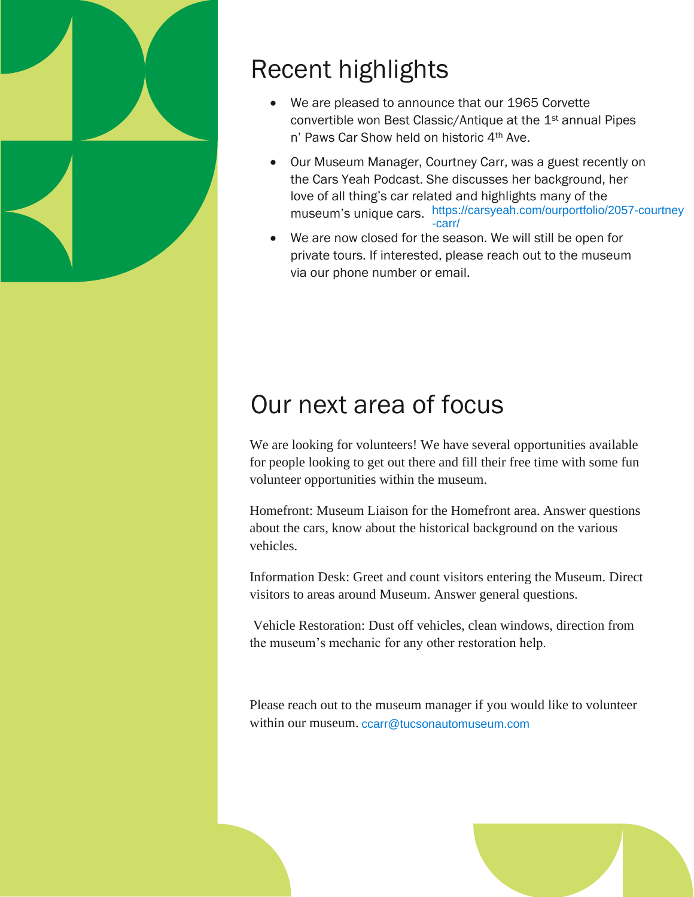## Recent highlights

- We are pleased to announce that our 1965 Corvette convertible won Best Classic/Antique at the 1st annual Pipes n' Paws Car Show held on historic 4th Ave.
- Our Museum Manager, Courtney Carr, was a guest recently on the Cars Yeah Podcast. She discusses her background, her love of all thing's car related and highlights many of the museum's unique cars. https://carsyeah.com/ourportfolio/2057-courtney-carr/
- We are now closed for the season. We will still be open for private tours. If interested, please reach out to the museum via our phone number or email.

## Our next area of focus

We are looking for volunteers! We have several opportunities available for people looking to get out there and fill their free time with some fun volunteer opportunities within the museum.

Homefront: Museum Liaison for the Homefront area. Answer questions about the cars, know about the historical background on the various vehicles.

Information Desk: Greet and count visitors entering the Museum. Direct visitors to areas around Museum. Answer general questions.

Vehicle Restoration: Dust off vehicles, clean windows, direction from the museum's mechanic for any other restoration help.

Please reach out to the museum manager if you would like to volunteer within our museum. ccarr@tucsonautomuseum.com